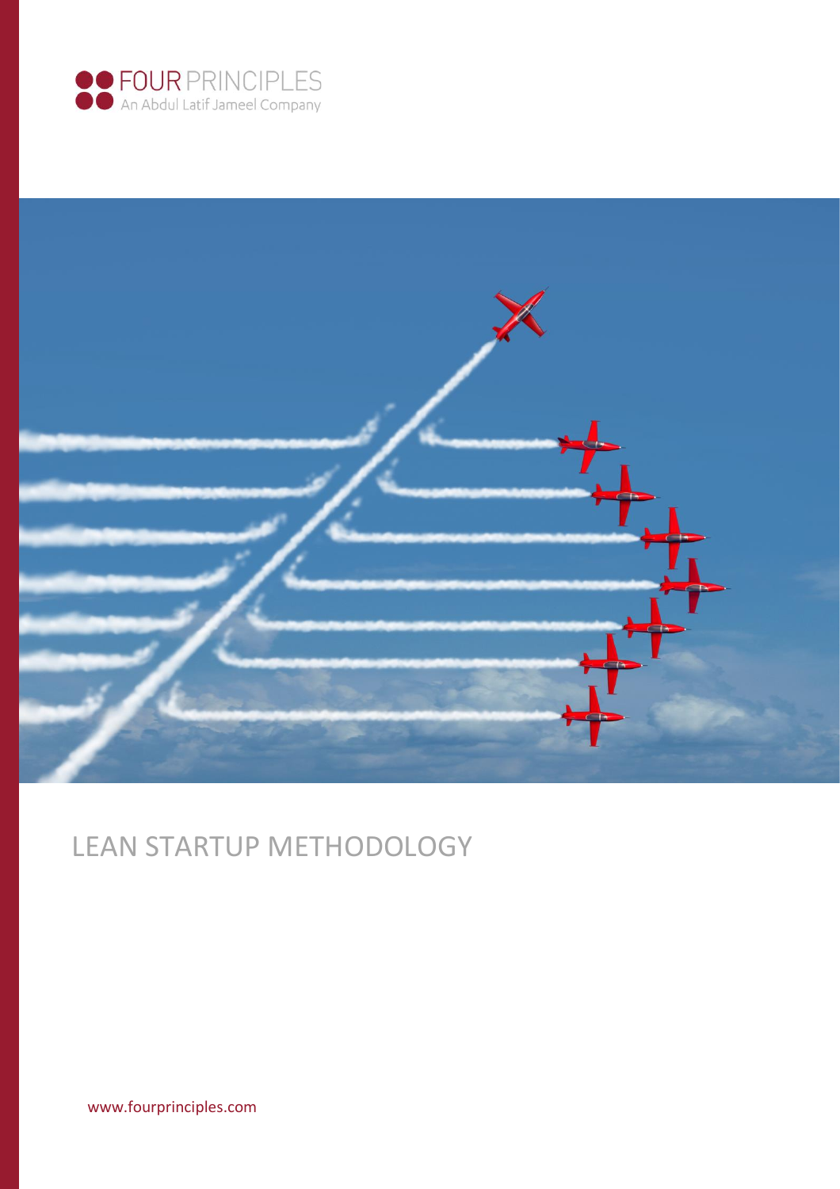FOUR PRINCIPLES
An Abdul Latif Jameel Company

# LEAN STARTUP METHODOLOGY

www.fourprinciples.com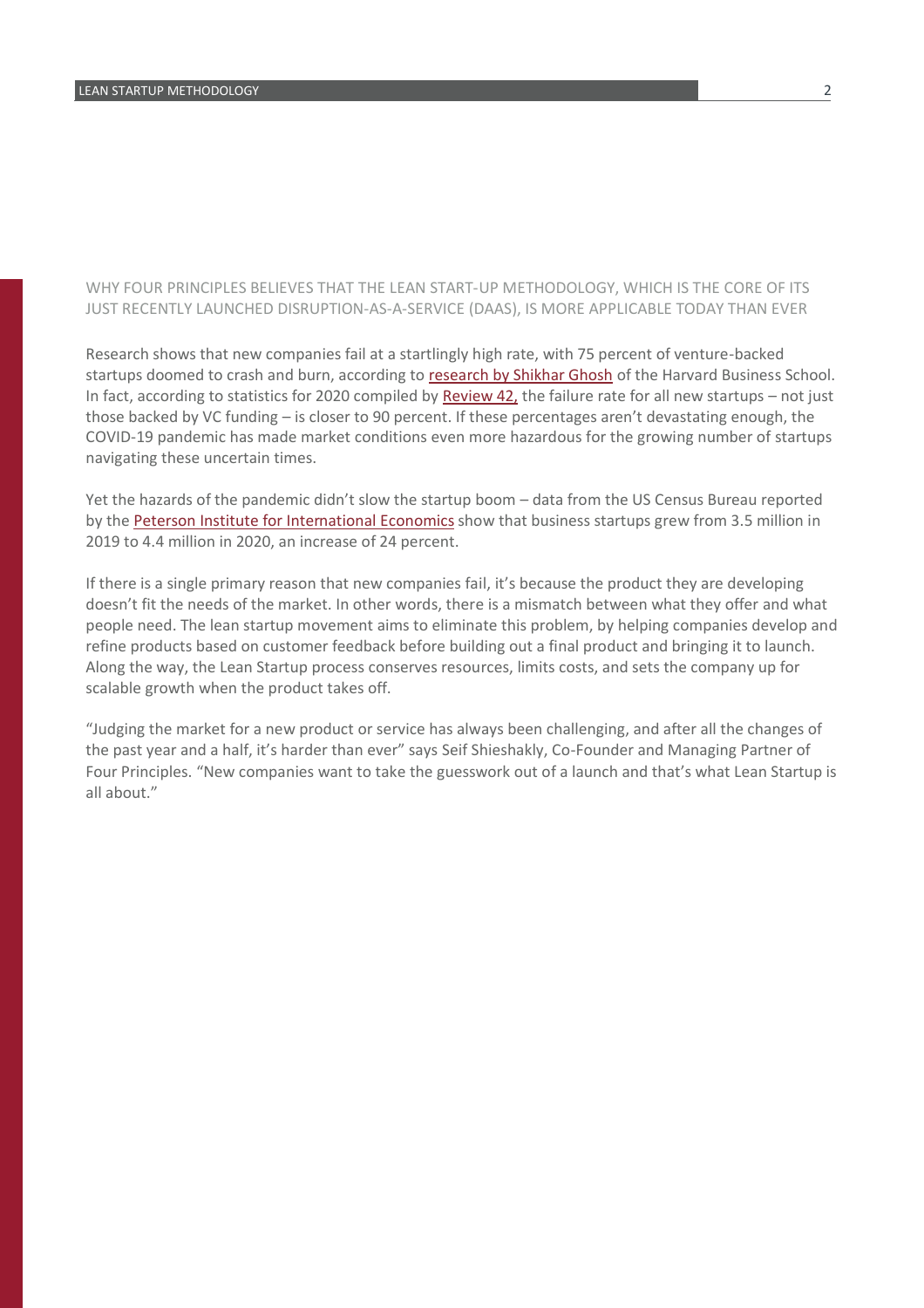WHY FOUR PRINCIPLES BELIEVES THAT THE LEAN START-UP METHODOLOGY, WHICH IS THE CORE OF ITS JUST RECENTLY LAUNCHED DISRUPTION-AS-A-SERVICE (DAAS), IS MORE APPLICABLE TODAY THAN EVER

Research shows that new companies fail at a startlingly high rate, with 75 percent of venture-backed startups doomed to crash and burn, according to research by Shikhar Ghosh of the Harvard Business School. In fact, according to statistics for 2020 compiled by Review 42, the failure rate for all new startups – not just those backed by VC funding – is closer to 90 percent. If these percentages aren't devastating enough, the COVID-19 pandemic has made market conditions even more hazardous for the growing number of startups navigating these uncertain times.

Yet the hazards of the pandemic didn't slow the startup boom – data from the US Census Bureau reported by the Peterson Institute for International Economics show that business startups grew from 3.5 million in 2019 to 4.4 million in 2020, an increase of 24 percent.

If there is a single primary reason that new companies fail, it's because the product they are developing doesn't fit the needs of the market. In other words, there is a mismatch between what they offer and what people need. The lean startup movement aims to eliminate this problem, by helping companies develop and refine products based on customer feedback before building out a final product and bringing it to launch. Along the way, the Lean Startup process conserves resources, limits costs, and sets the company up for scalable growth when the product takes off.

"Judging the market for a new product or service has always been challenging, and after all the changes of the past year and a half, it's harder than ever" says Seif Shieshakly, Co-Founder and Managing Partner of Four Principles. "New companies want to take the guesswork out of a launch and that's what Lean Startup is all about."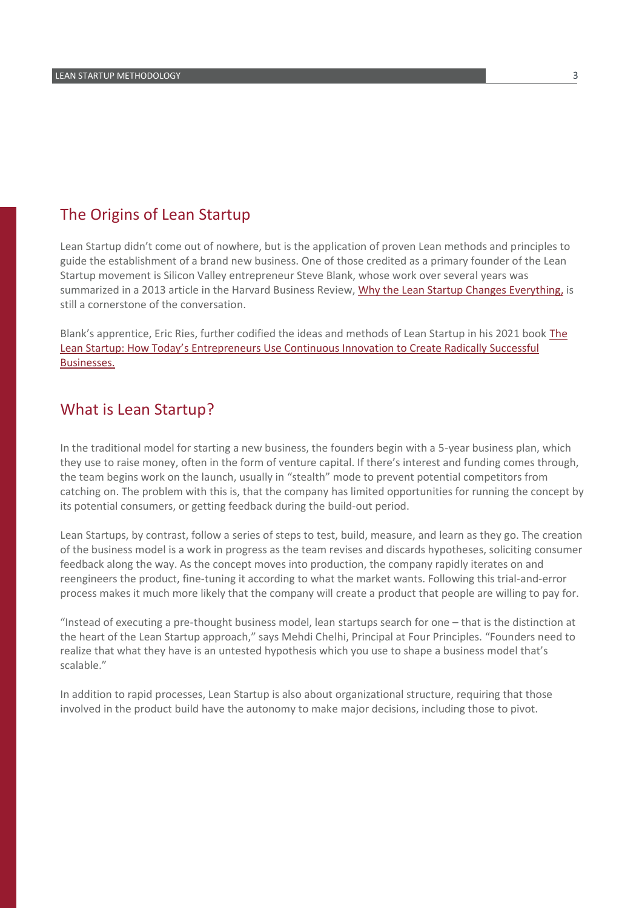## The Origins of Lean Startup

Lean Startup didn't come out of nowhere, but is the application of proven Lean methods and principles to guide the establishment of a brand new business. One of those credited as a primary founder of the Lean Startup movement is Silicon Valley entrepreneur Steve Blank, whose work over several years was summarized in a 2013 article in the Harvard Business Review, [Why the Lean Startup Changes Everything,] is still a cornerstone of the conversation.

Blank's apprentice, Eric Ries, further codified the ideas and methods of Lean Startup in his 2021 book [The Lean Startup: How Today's Entrepreneurs Use Continuous Innovation to Create Radically Successful Businesses.]

## What is Lean Startup?

In the traditional model for starting a new business, the founders begin with a 5-year business plan, which they use to raise money, often in the form of venture capital. If there's interest and funding comes through, the team begins work on the launch, usually in "stealth" mode to prevent potential competitors from catching on. The problem with this is, that the company has limited opportunities for running the concept by its potential consumers, or getting feedback during the build-out period.

Lean Startups, by contrast, follow a series of steps to test, build, measure, and learn as they go. The creation of the business model is a work in progress as the team revises and discards hypotheses, soliciting consumer feedback along the way. As the concept moves into production, the company rapidly iterates on and reengineers the product, fine-tuning it according to what the market wants. Following this trial-and-error process makes it much more likely that the company will create a product that people are willing to pay for.

"Instead of executing a pre-thought business model, lean startups search for one – that is the distinction at the heart of the Lean Startup approach," says Mehdi Chelhi, Principal at Four Principles. "Founders need to realize that what they have is an untested hypothesis which you use to shape a business model that's scalable."

In addition to rapid processes, Lean Startup is also about organizational structure, requiring that those involved in the product build have the autonomy to make major decisions, including those to pivot.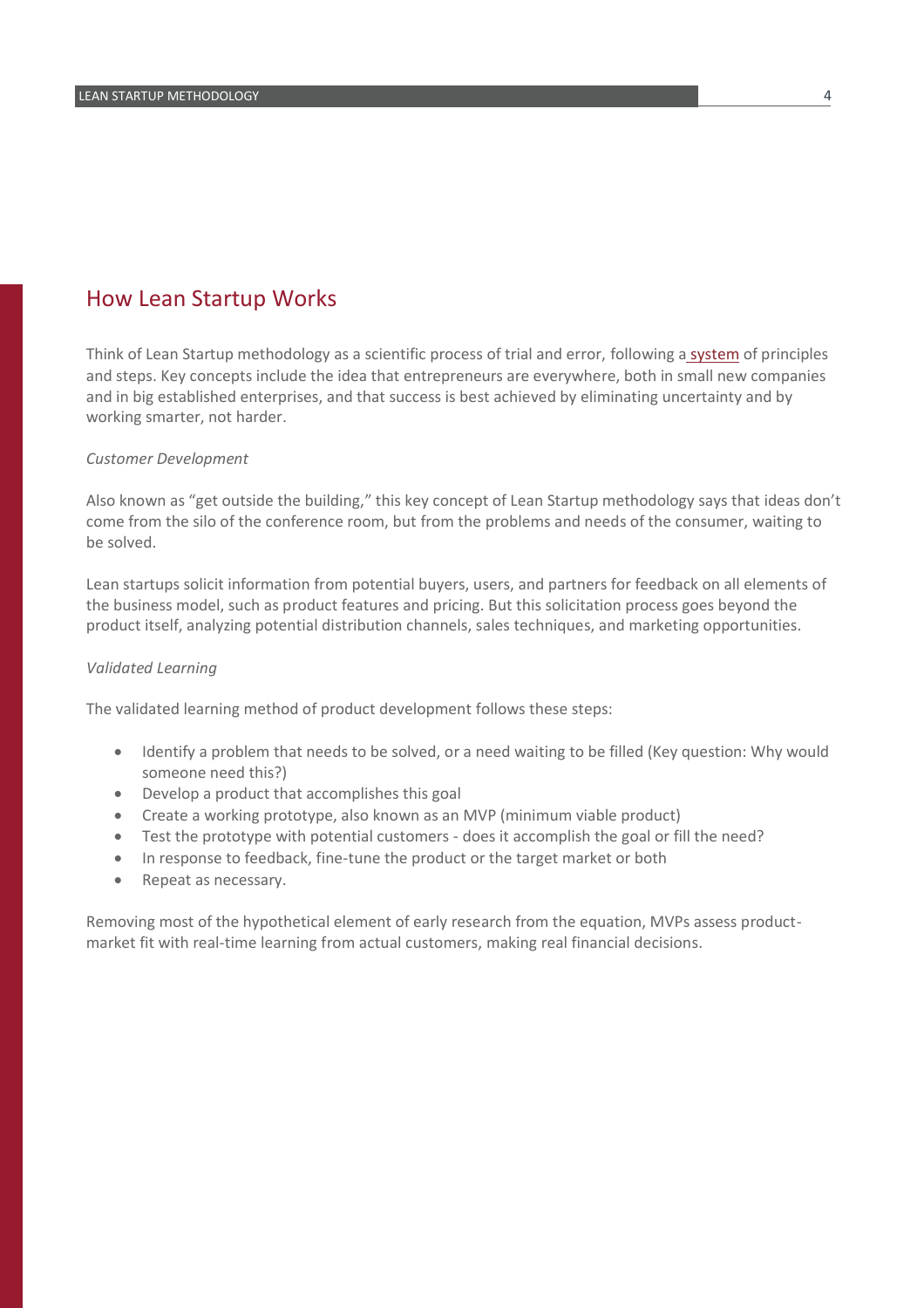## How Lean Startup Works

Think of Lean Startup methodology as a scientific process of trial and error, following a system of principles and steps. Key concepts include the idea that entrepreneurs are everywhere, both in small new companies and in big established enterprises, and that success is best achieved by eliminating uncertainty and by working smarter, not harder.

*Customer Development*

Also known as "get outside the building," this key concept of Lean Startup methodology says that ideas don't come from the silo of the conference room, but from the problems and needs of the consumer, waiting to be solved.

Lean startups solicit information from potential buyers, users, and partners for feedback on all elements of the business model, such as product features and pricing. But this solicitation process goes beyond the product itself, analyzing potential distribution channels, sales techniques, and marketing opportunities.

*Validated Learning*

The validated learning method of product development follows these steps:

- Identify a problem that needs to be solved, or a need waiting to be filled (Key question: Why would someone need this?)
- Develop a product that accomplishes this goal
- Create a working prototype, also known as an MVP (minimum viable product)
- Test the prototype with potential customers - does it accomplish the goal or fill the need?
- In response to feedback, fine-tune the product or the target market or both
- Repeat as necessary.

Removing most of the hypothetical element of early research from the equation, MVPs assess product-market fit with real-time learning from actual customers, making real financial decisions.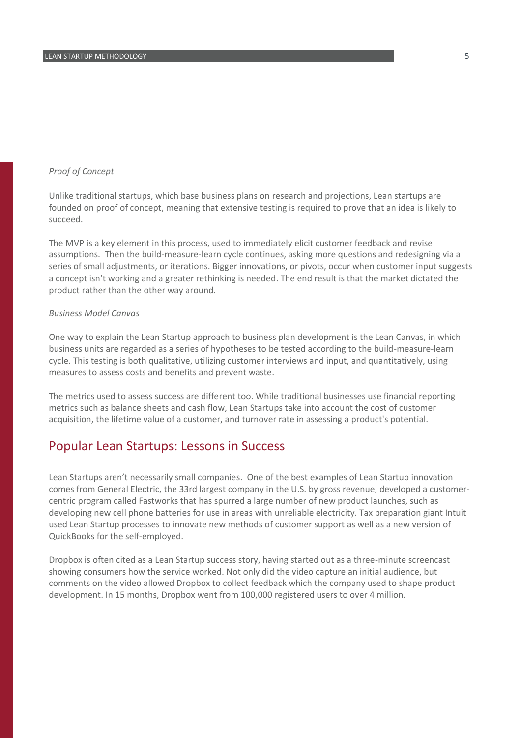*Proof of Concept*

Unlike traditional startups, which base business plans on research and projections, Lean startups are founded on proof of concept, meaning that extensive testing is required to prove that an idea is likely to succeed.

The MVP is a key element in this process, used to immediately elicit customer feedback and revise assumptions. Then the build-measure-learn cycle continues, asking more questions and redesigning via a series of small adjustments, or iterations. Bigger innovations, or pivots, occur when customer input suggests a concept isn't working and a greater rethinking is needed. The end result is that the market dictated the product rather than the other way around.

*Business Model Canvas*

One way to explain the Lean Startup approach to business plan development is the Lean Canvas, in which business units are regarded as a series of hypotheses to be tested according to the build-measure-learn cycle. This testing is both qualitative, utilizing customer interviews and input, and quantitatively, using measures to assess costs and benefits and prevent waste.

The metrics used to assess success are different too. While traditional businesses use financial reporting metrics such as balance sheets and cash flow, Lean Startups take into account the cost of customer acquisition, the lifetime value of a customer, and turnover rate in assessing a product's potential.

## Popular Lean Startups: Lessons in Success

Lean Startups aren't necessarily small companies. One of the best examples of Lean Startup innovation comes from General Electric, the 33rd largest company in the U.S. by gross revenue, developed a customer-centric program called Fastworks that has spurred a large number of new product launches, such as developing new cell phone batteries for use in areas with unreliable electricity. Tax preparation giant Intuit used Lean Startup processes to innovate new methods of customer support as well as a new version of QuickBooks for the self-employed.

Dropbox is often cited as a Lean Startup success story, having started out as a three-minute screencast showing consumers how the service worked. Not only did the video capture an initial audience, but comments on the video allowed Dropbox to collect feedback which the company used to shape product development. In 15 months, Dropbox went from 100,000 registered users to over 4 million.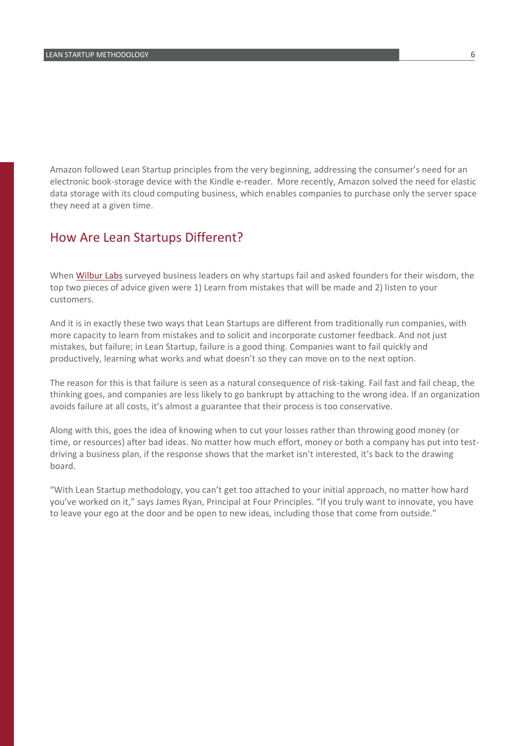Amazon followed Lean Startup principles from the very beginning, addressing the consumer's need for an electronic book-storage device with the Kindle e-reader. More recently, Amazon solved the need for elastic data storage with its cloud computing business, which enables companies to purchase only the server space they need at a given time.

## How Are Lean Startups Different?

When Wilbur Labs surveyed business leaders on why startups fail and asked founders for their wisdom, the top two pieces of advice given were 1) Learn from mistakes that will be made and 2) listen to your customers.

And it is in exactly these two ways that Lean Startups are different from traditionally run companies, with more capacity to learn from mistakes and to solicit and incorporate customer feedback. And not just mistakes, but failure; in Lean Startup, failure is a good thing. Companies want to fail quickly and productively, learning what works and what doesn't so they can move on to the next option.

The reason for this is that failure is seen as a natural consequence of risk-taking. Fail fast and fail cheap, the thinking goes, and companies are less likely to go bankrupt by attaching to the wrong idea. If an organization avoids failure at all costs, it's almost a guarantee that their process is too conservative.

Along with this, goes the idea of knowing when to cut your losses rather than throwing good money (or time, or resources) after bad ideas. No matter how much effort, money or both a company has put into test-driving a business plan, if the response shows that the market isn't interested, it's back to the drawing board.

"With Lean Startup methodology, you can't get too attached to your initial approach, no matter how hard you've worked on it," says James Ryan, Principal at Four Principles. "If you truly want to innovate, you have to leave your ego at the door and be open to new ideas, including those that come from outside."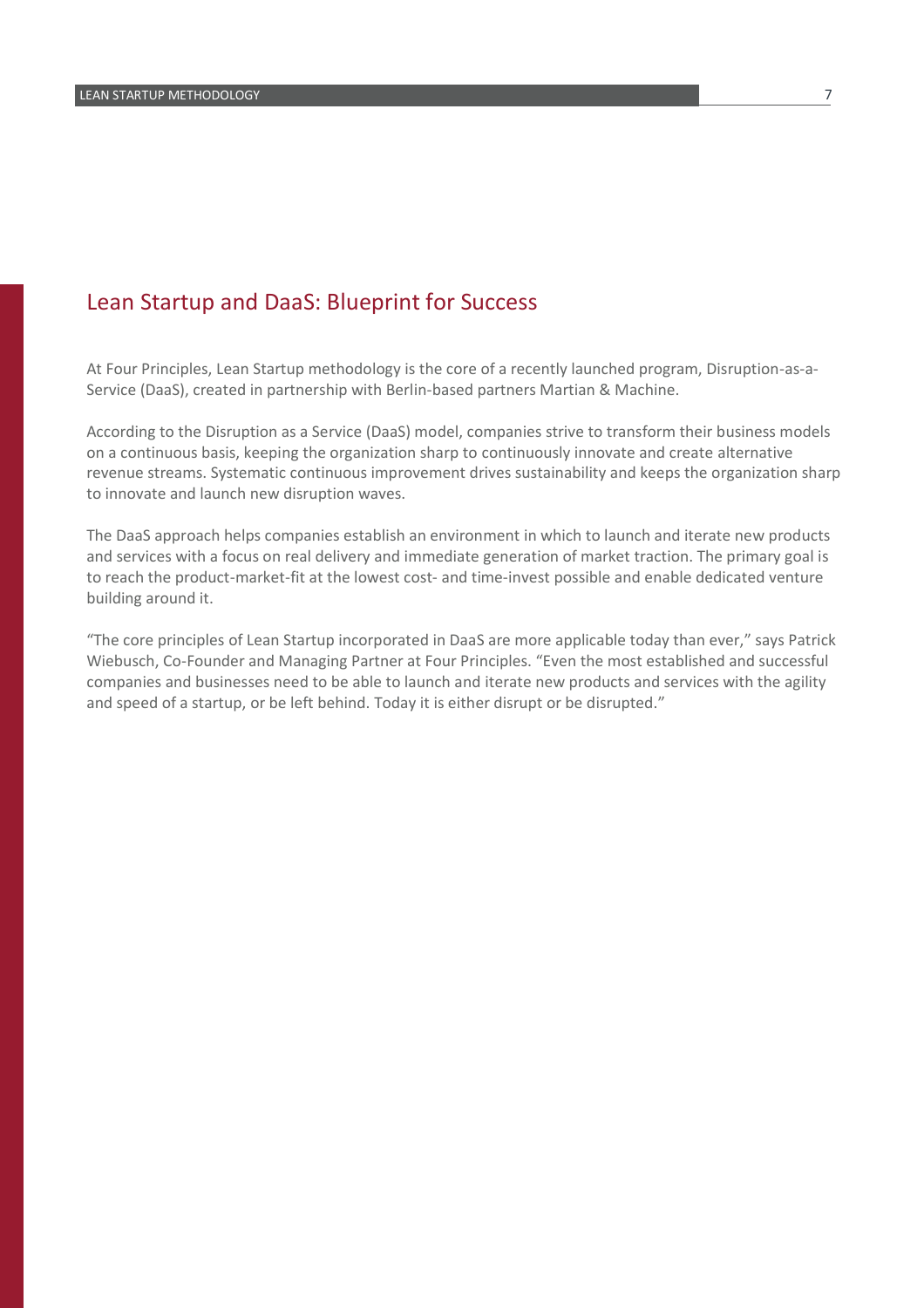## Lean Startup and DaaS: Blueprint for Success

At Four Principles, Lean Startup methodology is the core of a recently launched program, Disruption-as-a-Service (DaaS), created in partnership with Berlin-based partners Martian & Machine.

According to the Disruption as a Service (DaaS) model, companies strive to transform their business models on a continuous basis, keeping the organization sharp to continuously innovate and create alternative revenue streams. Systematic continuous improvement drives sustainability and keeps the organization sharp to innovate and launch new disruption waves.

The DaaS approach helps companies establish an environment in which to launch and iterate new products and services with a focus on real delivery and immediate generation of market traction. The primary goal is to reach the product-market-fit at the lowest cost- and time-invest possible and enable dedicated venture building around it.

“The core principles of Lean Startup incorporated in DaaS are more applicable today than ever,” says Patrick Wiebusch, Co-Founder and Managing Partner at Four Principles. “Even the most established and successful companies and businesses need to be able to launch and iterate new products and services with the agility and speed of a startup, or be left behind. Today it is either disrupt or be disrupted.”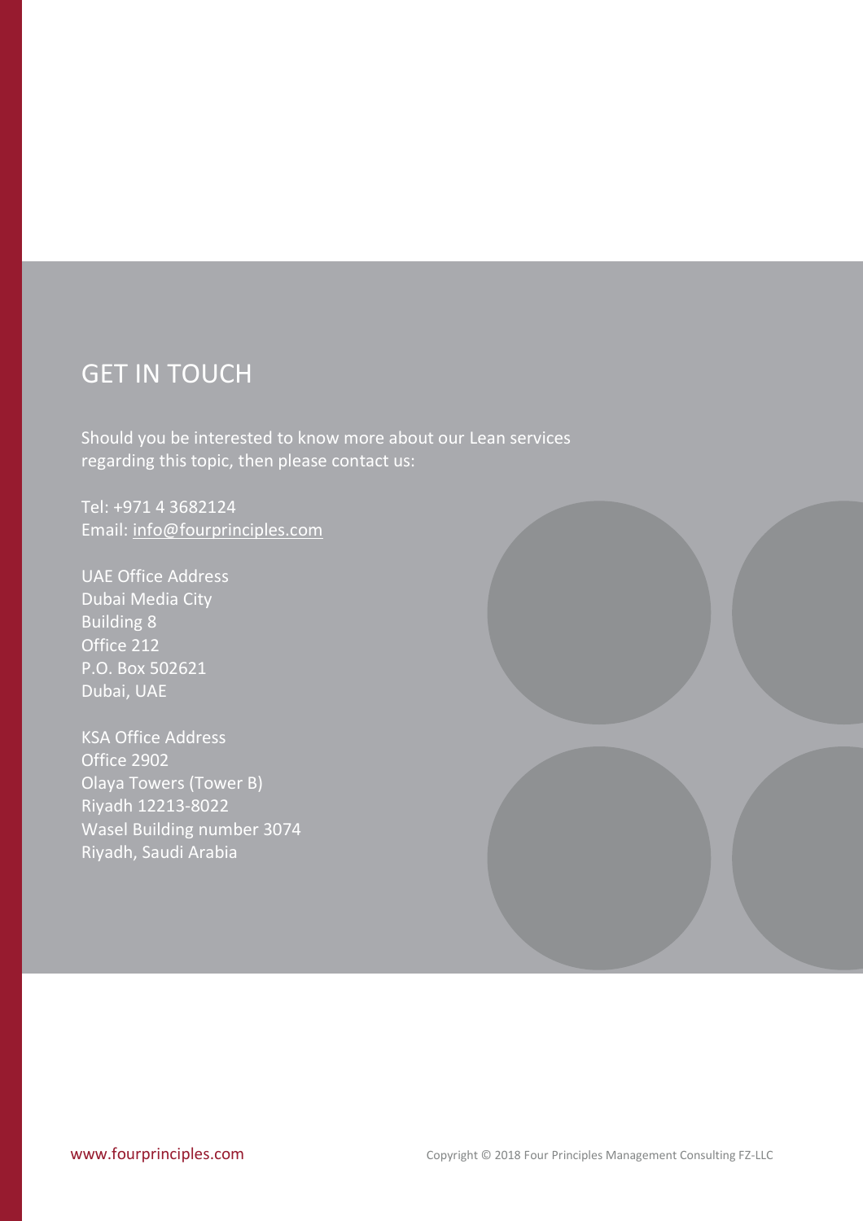## GET IN TOUCH

Should you be interested to know more about our Lean services regarding this topic, then please contact us:

Tel: +971 4 3682124
Email: info@fourprinciples.com

UAE Office Address
Dubai Media City
Building 8
Office 212
P.O. Box 502621
Dubai, UAE

KSA Office Address
Office 2902
Olaya Towers (Tower B)
Riyadh 12213-8022
Wasel Building number 3074
Riyadh, Saudi Arabia

www.fourprinciples.com

Copyright © 2018 Four Principles Management Consulting FZ-LLC